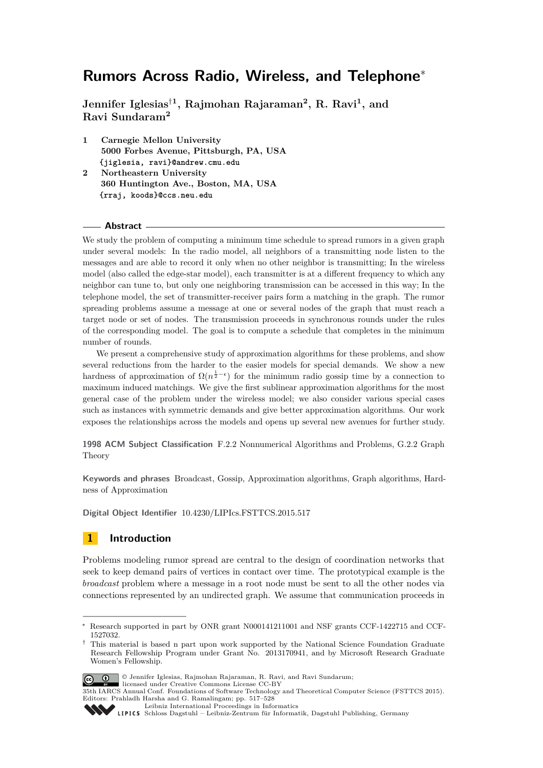# Rumors Across Radio, Wireless, and Telephone*

**Jennifer Iglesias[†1], Rajmohan Rajaraman[2], R. Ravi[1], and Ravi Sundaram[2]**

1 **Carnegie Mellon University**
**5000 Forbes Avenue, Pittsburgh, PA, USA**
`{jiglesia, ravi}@andrew.cmu.edu`

2 **Northeastern University**
**360 Huntington Ave., Boston, MA, USA**
`{rraj, koods}@ccs.neu.edu`

## Abstract

We study the problem of computing a minimum time schedule to spread rumors in a given graph under several models: In the radio model, all neighbors of a transmitting node listen to the messages and are able to record it only when no other neighbor is transmitting; In the wireless model (also called the edge-star model), each transmitter is at a different frequency to which any neighbor can tune to, but only one neighboring transmission can be accessed in this way; In the telephone model, the set of transmitter-receiver pairs form a matching in the graph. The rumor spreading problems assume a message at one or several nodes of the graph that must reach a target node or set of nodes. The transmission proceeds in synchronous rounds under the rules of the corresponding model. The goal is to compute a schedule that completes in the minimum number of rounds.

We present a comprehensive study of approximation algorithms for these problems, and show several reductions from the harder to the easier models for special demands. We show a new hardness of approximation of $\Omega(n^{\frac{1}{2}-\epsilon})$ for the minimum radio gossip time by a connection to maximum induced matchings. We give the first sublinear approximation algorithms for the most general case of the problem under the wireless model; we also consider various special cases such as instances with symmetric demands and give better approximation algorithms. Our work exposes the relationships across the models and opens up several new avenues for further study.

**1998 ACM Subject Classification** F.2.2 Nonnumerical Algorithms and Problems, G.2.2 Graph Theory

**Keywords and phrases** Broadcast, Gossip, Approximation algorithms, Graph algorithms, Hardness of Approximation

**Digital Object Identifier** 10.4230/LIPIcs.FSTTCS.2015.517

## 1 Introduction

Problems modeling rumor spread are central to the design of coordination networks that seek to keep demand pairs of vertices in contact over time. The prototypical example is the *broadcast* problem where a message in a root node must be sent to all the other nodes via connections represented by an undirected graph. We assume that communication proceeds in

---

* Research supported in part by ONR grant N000141211001 and NSF grants CCF-1422715 and CCF-1527032.

† This material is based n part upon work supported by the National Science Foundation Graduate Research Fellowship Program under Grant No. 2013170941, and by Microsoft Research Graduate Women's Fellowship.

© Jennifer Iglesias, Rajmohan Rajaraman, R. Ravi, and Ravi Sundaram;
licensed under Creative Commons License CC-BY
35th IARCS Annual Conf. Foundations of Software Technology and Theoretical Computer Science (FSTTCS 2015).
Editors: Prahladh Harsha and G. Ramalingam; pp. 517–528
Leibniz International Proceedings in Informatics
LIPICS Schloss Dagstuhl – Leibniz-Zentrum für Informatik, Dagstuhl Publishing, Germany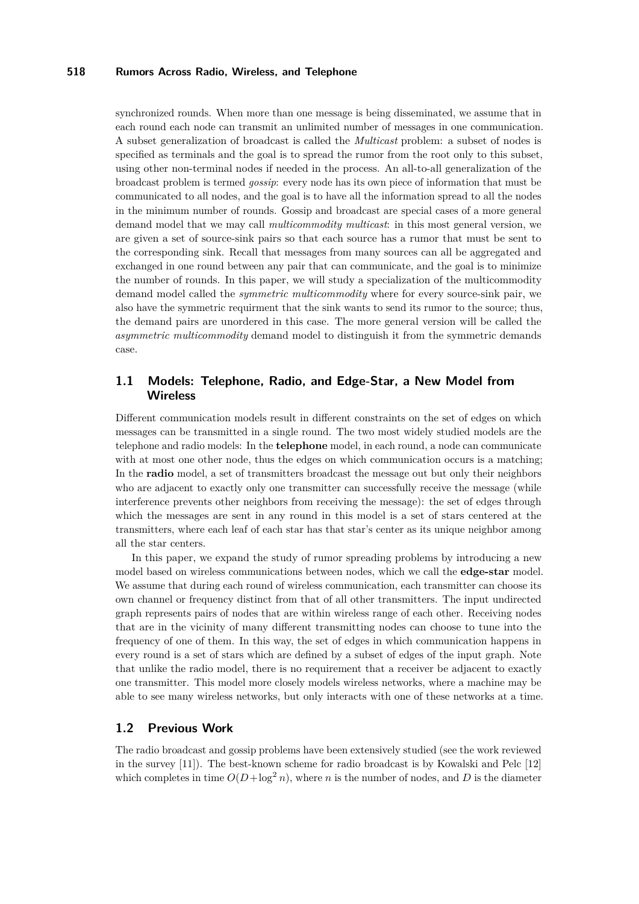synchronized rounds. When more than one message is being disseminated, we assume that in each round each node can transmit an unlimited number of messages in one communication. A subset generalization of broadcast is called the *Multicast* problem: a subset of nodes is specified as terminals and the goal is to spread the rumor from the root only to this subset, using other non-terminal nodes if needed in the process. An all-to-all generalization of the broadcast problem is termed *gossip*: every node has its own piece of information that must be communicated to all nodes, and the goal is to have all the information spread to all the nodes in the minimum number of rounds. Gossip and broadcast are special cases of a more general demand model that we may call *multicommodity multicast*: in this most general version, we are given a set of source-sink pairs so that each source has a rumor that must be sent to the corresponding sink. Recall that messages from many sources can all be aggregated and exchanged in one round between any pair that can communicate, and the goal is to minimize the number of rounds. In this paper, we will study a specialization of the multicommodity demand model called the *symmetric multicommodity* where for every source-sink pair, we also have the symmetric requirment that the sink wants to send its rumor to the source; thus, the demand pairs are unordered in this case. The more general version will be called the *asymmetric multicommodity* demand model to distinguish it from the symmetric demands case.

## 1.1 Models: Telephone, Radio, and Edge-Star, a New Model from Wireless

Different communication models result in different constraints on the set of edges on which messages can be transmitted in a single round. The two most widely studied models are the telephone and radio models: In the **telephone** model, in each round, a node can communicate with at most one other node, thus the edges on which communication occurs is a matching; In the **radio** model, a set of transmitters broadcast the message out but only their neighbors who are adjacent to exactly only one transmitter can successfully receive the message (while interference prevents other neighbors from receiving the message): the set of edges through which the messages are sent in any round in this model is a set of stars centered at the transmitters, where each leaf of each star has that star's center as its unique neighbor among all the star centers.

In this paper, we expand the study of rumor spreading problems by introducing a new model based on wireless communications between nodes, which we call the **edge-star** model. We assume that during each round of wireless communication, each transmitter can choose its own channel or frequency distinct from that of all other transmitters. The input undirected graph represents pairs of nodes that are within wireless range of each other. Receiving nodes that are in the vicinity of many different transmitting nodes can choose to tune into the frequency of one of them. In this way, the set of edges in which communication happens in every round is a set of stars which are defined by a subset of edges of the input graph. Note that unlike the radio model, there is no requirement that a receiver be adjacent to exactly one transmitter. This model more closely models wireless networks, where a machine may be able to see many wireless networks, but only interacts with one of these networks at a time.

## 1.2 Previous Work

The radio broadcast and gossip problems have been extensively studied (see the work reviewed in the survey [11]). The best-known scheme for radio broadcast is by Kowalski and Pelc [12] which completes in time $O(D+\log^2 n)$, where $n$ is the number of nodes, and $D$ is the diameter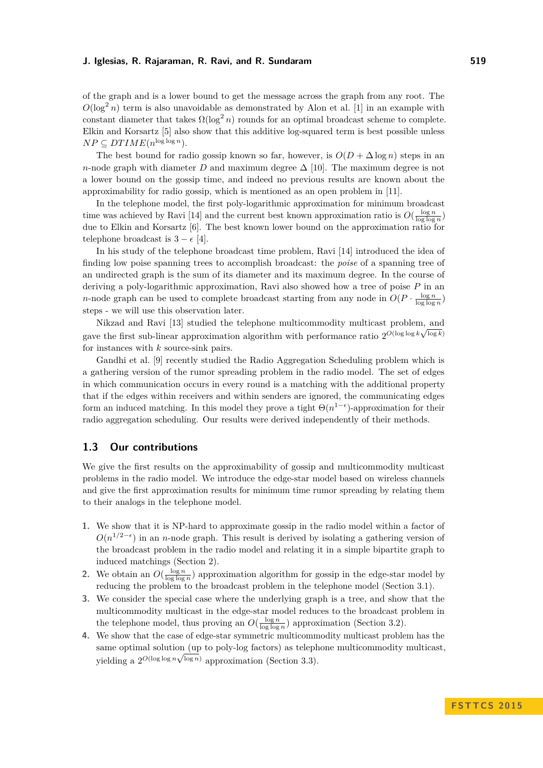of the graph and is a lower bound to get the message across the graph from any root. The $O(\log^2 n)$ term is also unavoidable as demonstrated by Alon et al. [1] in an example with constant diameter that takes $\Omega(\log^2 n)$ rounds for an optimal broadcast scheme to complete. Elkin and Korsartz [5] also show that this additive log-squared term is best possible unless $NP \subseteq DTIME(n^{\log\log n})$.

The best bound for radio gossip known so far, however, is $O(D + \Delta \log n)$ steps in an $n$-node graph with diameter $D$ and maximum degree $\Delta$ [10]. The maximum degree is not a lower bound on the gossip time, and indeed no previous results are known about the approximability for radio gossip, which is mentioned as an open problem in [11].

In the telephone model, the first poly-logarithmic approximation for minimum broadcast time was achieved by Ravi [14] and the current best known approximation ratio is $O(\frac{\log n}{\log\log n})$ due to Elkin and Korsartz [6]. The best known lower bound on the approximation ratio for telephone broadcast is $3 - \epsilon$ [4].

In his study of the telephone broadcast time problem, Ravi [14] introduced the idea of finding low poise spanning trees to accomplish broadcast: the *poise* of a spanning tree of an undirected graph is the sum of its diameter and its maximum degree. In the course of deriving a poly-logarithmic approximation, Ravi also showed how a tree of poise $P$ in an $n$-node graph can be used to complete broadcast starting from any node in $O(P \cdot \frac{\log n}{\log\log n})$ steps - we will use this observation later.

Nikzad and Ravi [13] studied the telephone multicommodity multicast problem, and gave the first sub-linear approximation algorithm with performance ratio $2^{O(\log\log k\sqrt{\log k})}$ for instances with $k$ source-sink pairs.

Gandhi et al. [9] recently studied the Radio Aggregation Scheduling problem which is a gathering version of the rumor spreading problem in the radio model. The set of edges in which communication occurs in every round is a matching with the additional property that if the edges within receivers and within senders are ignored, the communicating edges form an induced matching. In this model they prove a tight $\Theta(n^{1-\epsilon})$-approximation for their radio aggregation scheduling. Our results were derived independently of their methods.

## 1.3 Our contributions

We give the first results on the approximability of gossip and multicommodity multicast problems in the radio model. We introduce the edge-star model based on wireless channels and give the first approximation results for minimum time rumor spreading by relating them to their analogs in the telephone model.

1. We show that it is NP-hard to approximate gossip in the radio model within a factor of $O(n^{1/2-\epsilon})$ in an $n$-node graph. This result is derived by isolating a gathering version of the broadcast problem in the radio model and relating it in a simple bipartite graph to induced matchings (Section 2).
2. We obtain an $O(\frac{\log n}{\log\log n})$ approximation algorithm for gossip in the edge-star model by reducing the problem to the broadcast problem in the telephone model (Section 3.1).
3. We consider the special case where the underlying graph is a tree, and show that the multicommodity multicast in the edge-star model reduces to the broadcast problem in the telephone model, thus proving an $O(\frac{\log n}{\log\log n})$ approximation (Section 3.2).
4. We show that the case of edge-star symmetric multicommodity multicast problem has the same optimal solution (up to poly-log factors) as telephone multicommodity multicast, yielding a $2^{O(\log\log n\sqrt{\log n})}$ approximation (Section 3.3).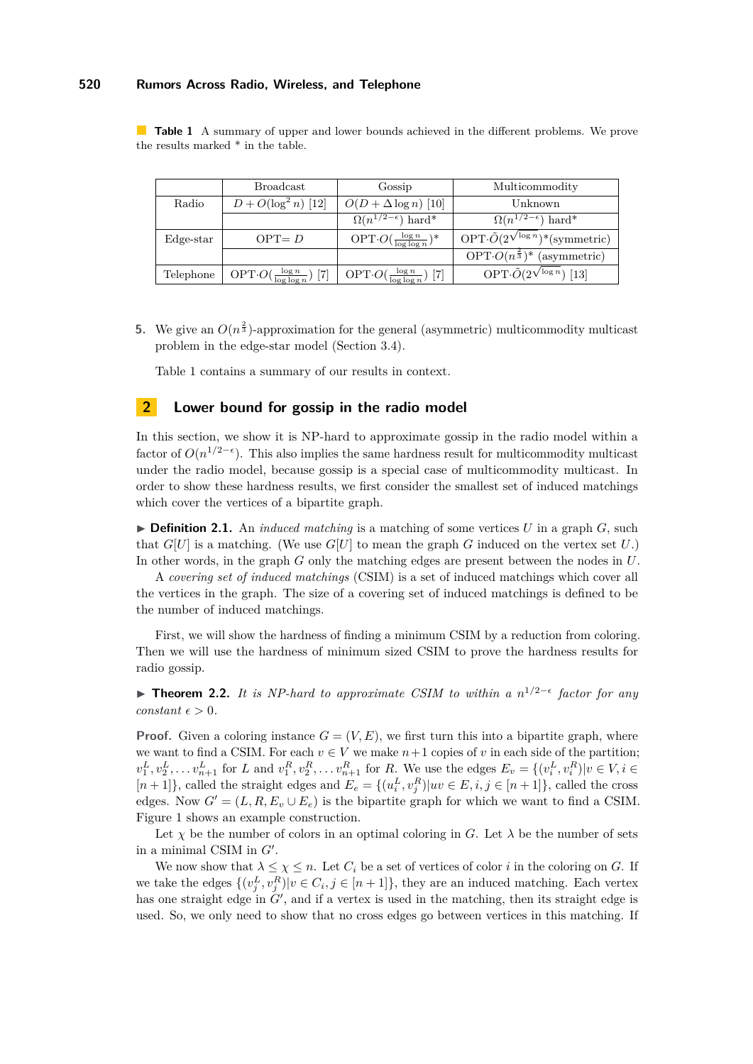**Table 1** A summary of upper and lower bounds achieved in the different problems. We prove the results marked * in the table.

| | Broadcast | Gossip | Multicommodity |
|---|---|---|---|
| Radio | $D + O(\log^2 n)$ [12] | $O(D + \Delta \log n)$ [10] | Unknown |
| | | $\Omega(n^{1/2-\epsilon})$ hard* | $\Omega(n^{1/2-\epsilon})$ hard* |
| Edge-star | OPT$= D$ | OPT$\cdot O(\frac{\log n}{\log\log n})$* | OPT$\cdot \tilde{O}(2^{\sqrt{\log n}})$*(symmetric) |
| | | | OPT$\cdot O(n^{\frac{2}{3}})$* (asymmetric) |
| Telephone | OPT$\cdot O(\frac{\log n}{\log\log n})$ [7] | OPT$\cdot O(\frac{\log n}{\log\log n})$ [7] | OPT$\cdot \tilde{O}(2^{\sqrt{\log n}})$ [13] |

5. We give an $O(n^{\frac{2}{3}})$-approximation for the general (asymmetric) multicommodity multicast problem in the edge-star model (Section 3.4).

Table 1 contains a summary of our results in context.

## 2 Lower bound for gossip in the radio model

In this section, we show it is NP-hard to approximate gossip in the radio model within a factor of $O(n^{1/2-\epsilon})$. This also implies the same hardness result for multicommodity multicast under the radio model, because gossip is a special case of multicommodity multicast. In order to show these hardness results, we first consider the smallest set of induced matchings which cover the vertices of a bipartite graph.

▶ **Definition 2.1.** An *induced matching* is a matching of some vertices $U$ in a graph $G$, such that $G[U]$ is a matching. (We use $G[U]$ to mean the graph $G$ induced on the vertex set $U$.) In other words, in the graph $G$ only the matching edges are present between the nodes in $U$.

A *covering set of induced matchings* (CSIM) is a set of induced matchings which cover all the vertices in the graph. The size of a covering set of induced matchings is defined to be the number of induced matchings.

First, we will show the hardness of finding a minimum CSIM by a reduction from coloring. Then we will use the hardness of minimum sized CSIM to prove the hardness results for radio gossip.

▶ **Theorem 2.2.** *It is NP-hard to approximate CSIM to within a $n^{1/2-\epsilon}$ factor for any constant $\epsilon > 0$.*

**Proof.** Given a coloring instance $G = (V, E)$, we first turn this into a bipartite graph, where we want to find a CSIM. For each $v \in V$ we make $n+1$ copies of $v$ in each side of the partition; $v_1^L, v_2^L, \ldots v_{n+1}^L$ for $L$ and $v_1^R, v_2^R, \ldots v_{n+1}^R$ for $R$. We use the edges $E_v = \{(v_i^L, v_i^R) | v \in V, i \in [n+1]\}$, called the straight edges and $E_e = \{(u_i^L, v_j^R) | uv \in E, i, j \in [n+1]\}$, called the cross edges. Now $G' = (L, R, E_v \cup E_e)$ is the bipartite graph for which we want to find a CSIM. Figure 1 shows an example construction.

Let $\chi$ be the number of colors in an optimal coloring in $G$. Let $\lambda$ be the number of sets in a minimal CSIM in $G'$.

We now show that $\lambda \le \chi \le n$. Let $C_i$ be a set of vertices of color $i$ in the coloring on $G$. If we take the edges $\{(v_j^L, v_j^R) | v \in C_i, j \in [n+1]\}$, they are an induced matching. Each vertex has one straight edge in $G'$, and if a vertex is used in the matching, then its straight edge is used. So, we only need to show that no cross edges go between vertices in this matching. If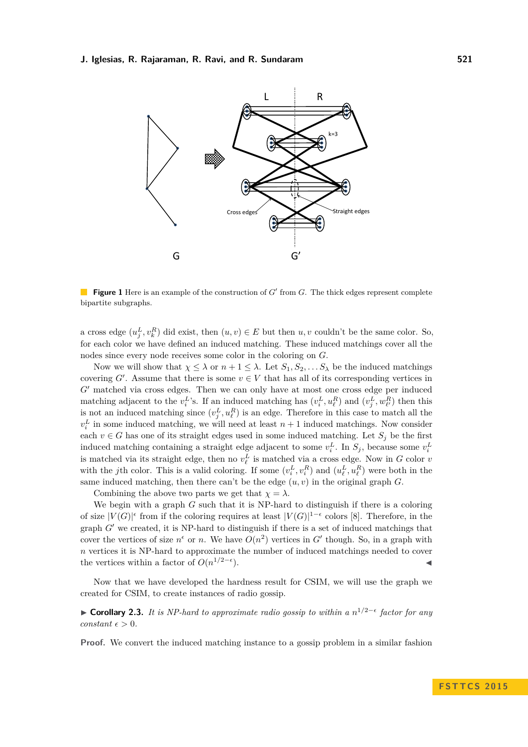**Figure 1** Here is an example of the construction of $G'$ from $G$. The thick edges represent complete bipartite subgraphs.

a cross edge $(u_j^L, v_k^R)$ did exist, then $(u, v) \in E$ but then $u, v$ couldn't be the same color. So, for each color we have defined an induced matching. These induced matchings cover all the nodes since every node receives some color in the coloring on $G$.

Now we will show that $\chi \leq \lambda$ or $n + 1 \leq \lambda$. Let $S_1, S_2, \ldots S_\lambda$ be the induced matchings covering $G'$. Assume that there is some $v \in V$ that has all of its corresponding vertices in $G'$ matched via cross edges. Then we can only have at most one cross edge per induced matching adjacent to the $v_i^L$'s. If an induced matching has $(v_i^L, u_\ell^R)$ and $(v_j^L, w_{\ell'}^R)$ then this is not an induced matching since $(v_j^L, u_\ell^R)$ is an edge. Therefore in this case to match all the $v_i^L$ in some induced matching, we will need at least $n + 1$ induced matchings. Now consider each $v \in G$ has one of its straight edges used in some induced matching. Let $S_j$ be the first induced matching containing a straight edge adjacent to some $v_i^L$. In $S_j$, because some $v_i^L$ is matched via its straight edge, then no $v_\ell^L$ is matched via a cross edge. Now in $G$ color $v$ with the $j$th color. This is a valid coloring. If some $(v_i^L, v_i^R)$ and $(u_\ell^L, u_\ell^R)$ were both in the same induced matching, then there can't be the edge $(u, v)$ in the original graph $G$.

Combining the above two parts we get that $\chi = \lambda$.

We begin with a graph $G$ such that it is NP-hard to distinguish if there is a coloring of size $|V(G)|^\epsilon$ from if the coloring requires at least $|V(G)|^{1-\epsilon}$ colors [8]. Therefore, in the graph $G'$ we created, it is NP-hard to distinguish if there is a set of induced matchings that cover the vertices of size $n^\epsilon$ or $n$. We have $O(n^2)$ vertices in $G'$ though. So, in a graph with $n$ vertices it is NP-hard to approximate the number of induced matchings needed to cover the vertices within a factor of $O(n^{1/2-\epsilon})$. ◂

Now that we have developed the hardness result for CSIM, we will use the graph we created for CSIM, to create instances of radio gossip.

▶ **Corollary 2.3.** *It is NP-hard to approximate radio gossip to within a $n^{1/2-\epsilon}$ factor for any constant $\epsilon > 0$.*

**Proof.** We convert the induced matching instance to a gossip problem in a similar fashion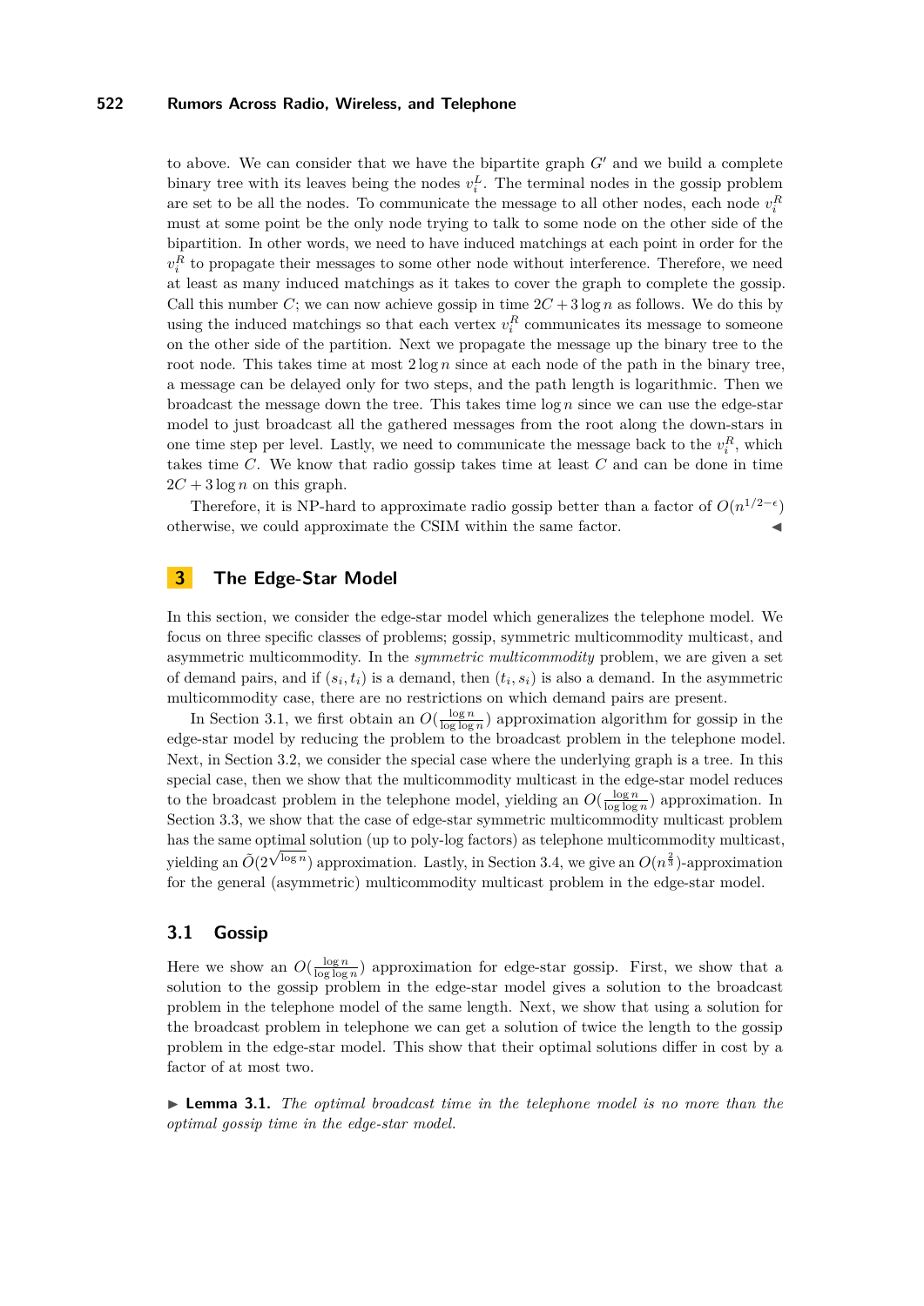to above. We can consider that we have the bipartite graph $G'$ and we build a complete binary tree with its leaves being the nodes $v_i^L$. The terminal nodes in the gossip problem are set to be all the nodes. To communicate the message to all other nodes, each node $v_i^R$ must at some point be the only node trying to talk to some node on the other side of the bipartition. In other words, we need to have induced matchings at each point in order for the $v_i^R$ to propagate their messages to some other node without interference. Therefore, we need at least as many induced matchings as it takes to cover the graph to complete the gossip. Call this number $C$; we can now achieve gossip in time $2C + 3\log n$ as follows. We do this by using the induced matchings so that each vertex $v_i^R$ communicates its message to someone on the other side of the partition. Next we propagate the message up the binary tree to the root node. This takes time at most $2\log n$ since at each node of the path in the binary tree, a message can be delayed only for two steps, and the path length is logarithmic. Then we broadcast the message down the tree. This takes time $\log n$ since we can use the edge-star model to just broadcast all the gathered messages from the root along the down-stars in one time step per level. Lastly, we need to communicate the message back to the $v_i^R$, which takes time $C$. We know that radio gossip takes time at least $C$ and can be done in time $2C + 3\log n$ on this graph.

Therefore, it is NP-hard to approximate radio gossip better than a factor of $O(n^{1/2-\epsilon})$ otherwise, we could approximate the CSIM within the same factor. ◀

## 3 The Edge-Star Model

In this section, we consider the edge-star model which generalizes the telephone model. We focus on three specific classes of problems; gossip, symmetric multicommodity multicast, and asymmetric multicommodity. In the *symmetric multicommodity* problem, we are given a set of demand pairs, and if $(s_i, t_i)$ is a demand, then $(t_i, s_i)$ is also a demand. In the asymmetric multicommodity case, there are no restrictions on which demand pairs are present.

In Section 3.1, we first obtain an $O(\frac{\log n}{\log\log n})$ approximation algorithm for gossip in the edge-star model by reducing the problem to the broadcast problem in the telephone model. Next, in Section 3.2, we consider the special case where the underlying graph is a tree. In this special case, then we show that the multicommodity multicast in the edge-star model reduces to the broadcast problem in the telephone model, yielding an $O(\frac{\log n}{\log\log n})$ approximation. In Section 3.3, we show that the case of edge-star symmetric multicommodity multicast problem has the same optimal solution (up to poly-log factors) as telephone multicommodity multicast, yielding an $\tilde{O}(2^{\sqrt{\log n}})$ approximation. Lastly, in Section 3.4, we give an $O(n^{\frac{2}{3}})$-approximation for the general (asymmetric) multicommodity multicast problem in the edge-star model.

### 3.1 Gossip

Here we show an $O(\frac{\log n}{\log\log n})$ approximation for edge-star gossip. First, we show that a solution to the gossip problem in the edge-star model gives a solution to the broadcast problem in the telephone model of the same length. Next, we show that using a solution for the broadcast problem in telephone we can get a solution of twice the length to the gossip problem in the edge-star model. This show that their optimal solutions differ in cost by a factor of at most two.

▶ **Lemma 3.1.** *The optimal broadcast time in the telephone model is no more than the optimal gossip time in the edge-star model.*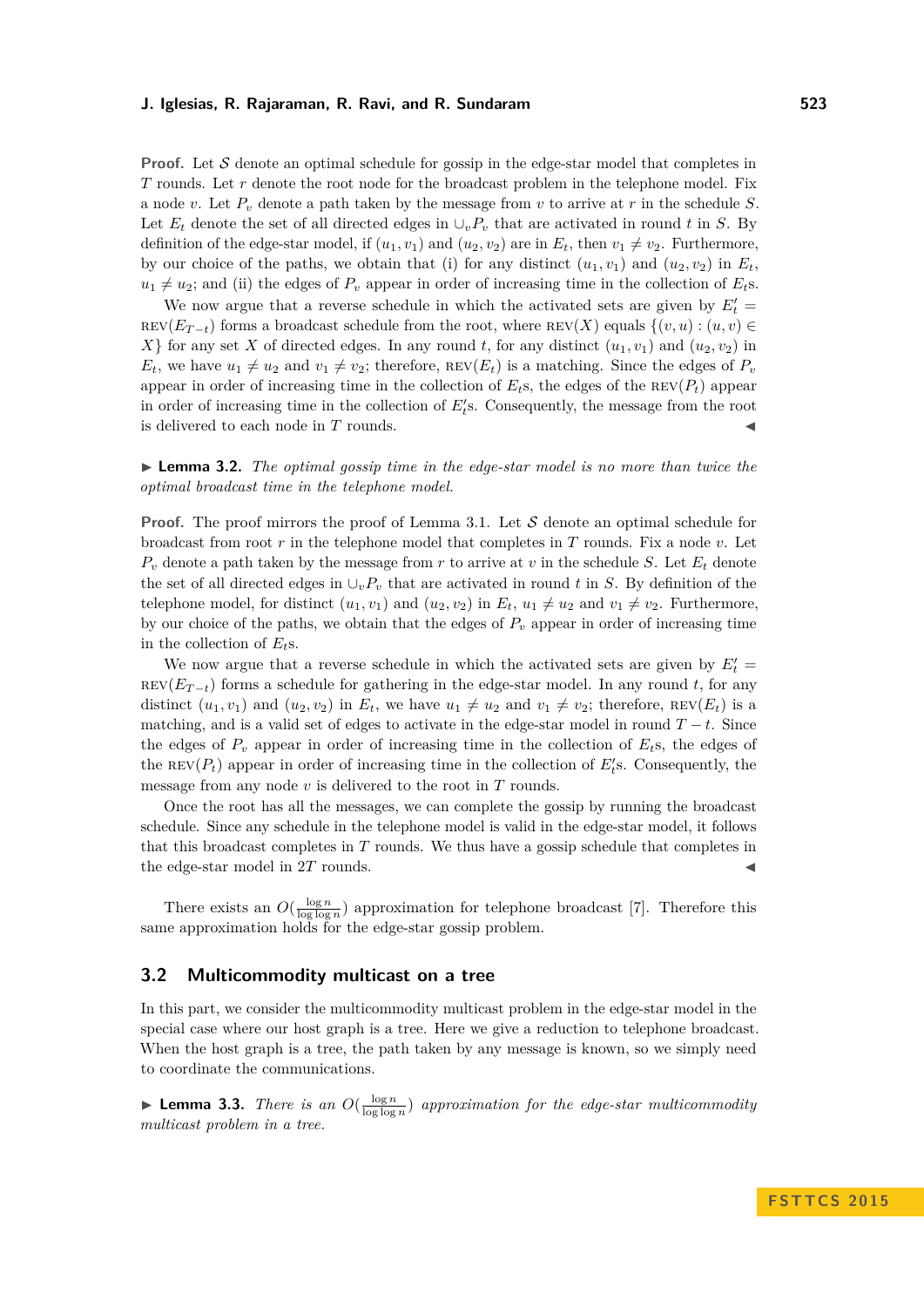**Proof.** Let $\mathcal{S}$ denote an optimal schedule for gossip in the edge-star model that completes in $T$ rounds. Let $r$ denote the root node for the broadcast problem in the telephone model. Fix a node $v$. Let $P_v$ denote a path taken by the message from $v$ to arrive at $r$ in the schedule $S$. Let $E_t$ denote the set of all directed edges in $\cup_v P_v$ that are activated in round $t$ in $S$. By definition of the edge-star model, if $(u_1, v_1)$ and $(u_2, v_2)$ are in $E_t$, then $v_1 \neq v_2$. Furthermore, by our choice of the paths, we obtain that (i) for any distinct $(u_1, v_1)$ and $(u_2, v_2)$ in $E_t$, $u_1 \neq u_2$; and (ii) the edges of $P_v$ appear in order of increasing time in the collection of $E_t$s.

We now argue that a reverse schedule in which the activated sets are given by $E'_t = \text{REV}(E_{T-t})$ forms a broadcast schedule from the root, where $\text{REV}(X)$ equals $\{(v,u) : (u,v) \in X\}$ for any set $X$ of directed edges. In any round $t$, for any distinct $(u_1, v_1)$ and $(u_2, v_2)$ in $E_t$, we have $u_1 \neq u_2$ and $v_1 \neq v_2$; therefore, $\text{REV}(E_t)$ is a matching. Since the edges of $P_v$ appear in order of increasing time in the collection of $E_t$s, the edges of the $\text{REV}(P_t)$ appear in order of increasing time in the collection of $E'_t$s. Consequently, the message from the root is delivered to each node in $T$ rounds. ◀

▶ **Lemma 3.2.** *The optimal gossip time in the edge-star model is no more than twice the optimal broadcast time in the telephone model.*

**Proof.** The proof mirrors the proof of Lemma 3.1. Let $\mathcal{S}$ denote an optimal schedule for broadcast from root $r$ in the telephone model that completes in $T$ rounds. Fix a node $v$. Let $P_v$ denote a path taken by the message from $r$ to arrive at $v$ in the schedule $S$. Let $E_t$ denote the set of all directed edges in $\cup_v P_v$ that are activated in round $t$ in $S$. By definition of the telephone model, for distinct $(u_1, v_1)$ and $(u_2, v_2)$ in $E_t$, $u_1 \neq u_2$ and $v_1 \neq v_2$. Furthermore, by our choice of the paths, we obtain that the edges of $P_v$ appear in order of increasing time in the collection of $E_t$s.

We now argue that a reverse schedule in which the activated sets are given by $E'_t = \text{REV}(E_{T-t})$ forms a schedule for gathering in the edge-star model. In any round $t$, for any distinct $(u_1, v_1)$ and $(u_2, v_2)$ in $E_t$, we have $u_1 \neq u_2$ and $v_1 \neq v_2$; therefore, $\text{REV}(E_t)$ is a matching, and is a valid set of edges to activate in the edge-star model in round $T - t$. Since the edges of $P_v$ appear in order of increasing time in the collection of $E_t$s, the edges of the $\text{REV}(P_t)$ appear in order of increasing time in the collection of $E'_t$s. Consequently, the message from any node $v$ is delivered to the root in $T$ rounds.

Once the root has all the messages, we can complete the gossip by running the broadcast schedule. Since any schedule in the telephone model is valid in the edge-star model, it follows that this broadcast completes in $T$ rounds. We thus have a gossip schedule that completes in the edge-star model in $2T$ rounds. ◀

There exists an $O(\frac{\log n}{\log \log n})$ approximation for telephone broadcast [7]. Therefore this same approximation holds for the edge-star gossip problem.

## 3.2 Multicommodity multicast on a tree

In this part, we consider the multicommodity multicast problem in the edge-star model in the special case where our host graph is a tree. Here we give a reduction to telephone broadcast. When the host graph is a tree, the path taken by any message is known, so we simply need to coordinate the communications.

▶ **Lemma 3.3.** *There is an $O(\frac{\log n}{\log \log n})$ approximation for the edge-star multicommodity multicast problem in a tree.*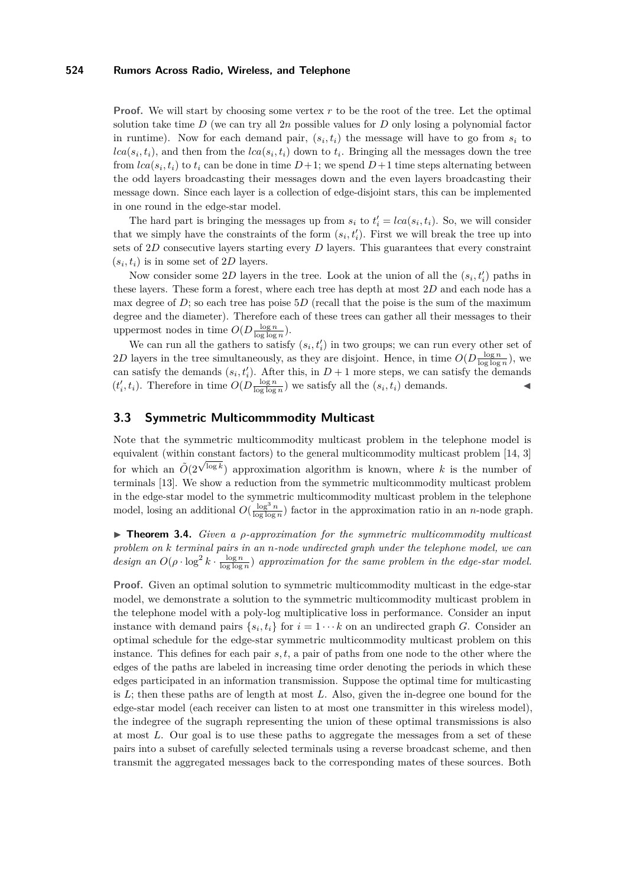**Proof.** We will start by choosing some vertex $r$ to be the root of the tree. Let the optimal solution take time $D$ (we can try all $2n$ possible values for $D$ only losing a polynomial factor in runtime). Now for each demand pair, $(s_i, t_i)$ the message will have to go from $s_i$ to $lca(s_i, t_i)$, and then from the $lca(s_i, t_i)$ down to $t_i$. Bringing all the messages down the tree from $lca(s_i, t_i)$ to $t_i$ can be done in time $D+1$; we spend $D+1$ time steps alternating between the odd layers broadcasting their messages down and the even layers broadcasting their message down. Since each layer is a collection of edge-disjoint stars, this can be implemented in one round in the edge-star model.

The hard part is bringing the messages up from $s_i$ to $t'_i = lca(s_i, t_i)$. So, we will consider that we simply have the constraints of the form $(s_i, t'_i)$. First we will break the tree up into sets of $2D$ consecutive layers starting every $D$ layers. This guarantees that every constraint $(s_i, t_i)$ is in some set of $2D$ layers.

Now consider some $2D$ layers in the tree. Look at the union of all the $(s_i, t'_i)$ paths in these layers. These form a forest, where each tree has depth at most $2D$ and each node has a max degree of $D$; so each tree has poise $5D$ (recall that the poise is the sum of the maximum degree and the diameter). Therefore each of these trees can gather all their messages to their uppermost nodes in time $O(D\frac{\log n}{\log \log n})$.

We can run all the gathers to satisfy $(s_i, t'_i)$ in two groups; we can run every other set of $2D$ layers in the tree simultaneously, as they are disjoint. Hence, in time $O(D\frac{\log n}{\log \log n})$, we can satisfy the demands $(s_i, t'_i)$. After this, in $D+1$ more steps, we can satisfy the demands $(t'_i, t_i)$. Therefore in time $O(D\frac{\log n}{\log \log n})$ we satisfy all the $(s_i, t_i)$ demands. ◂

## 3.3 Symmetric Multicommmodity Multicast

Note that the symmetric multicommodity multicast problem in the telephone model is equivalent (within constant factors) to the general multicommodity multicast problem [14, 3] for which an $\tilde{O}(2^{\sqrt{\log k}})$ approximation algorithm is known, where $k$ is the number of terminals [13]. We show a reduction from the symmetric multicommodity multicast problem in the edge-star model to the symmetric multicommodity multicast problem in the telephone model, losing an additional $O(\frac{\log^3 n}{\log \log n})$ factor in the approximation ratio in an $n$-node graph.

▸ **Theorem 3.4.** *Given a $\rho$-approximation for the symmetric multicommodity multicast problem on $k$ terminal pairs in an $n$-node undirected graph under the telephone model, we can design an $O(\rho \cdot \log^2 k \cdot \frac{\log n}{\log \log n})$ approximation for the same problem in the edge-star model.*

**Proof.** Given an optimal solution to symmetric multicommodity multicast in the edge-star model, we demonstrate a solution to the symmetric multicommodity multicast problem in the telephone model with a poly-log multiplicative loss in performance. Consider an input instance with demand pairs $\{s_i, t_i\}$ for $i = 1 \cdots k$ on an undirected graph $G$. Consider an optimal schedule for the edge-star symmetric multicommodity multicast problem on this instance. This defines for each pair $s, t$, a pair of paths from one node to the other where the edges of the paths are labeled in increasing time order denoting the periods in which these edges participated in an information transmission. Suppose the optimal time for multicasting is $L$; then these paths are of length at most $L$. Also, given the in-degree one bound for the edge-star model (each receiver can listen to at most one transmitter in this wireless model), the indegree of the sugraph representing the union of these optimal transmissions is also at most $L$. Our goal is to use these paths to aggregate the messages from a set of these pairs into a subset of carefully selected terminals using a reverse broadcast scheme, and then transmit the aggregated messages back to the corresponding mates of these sources. Both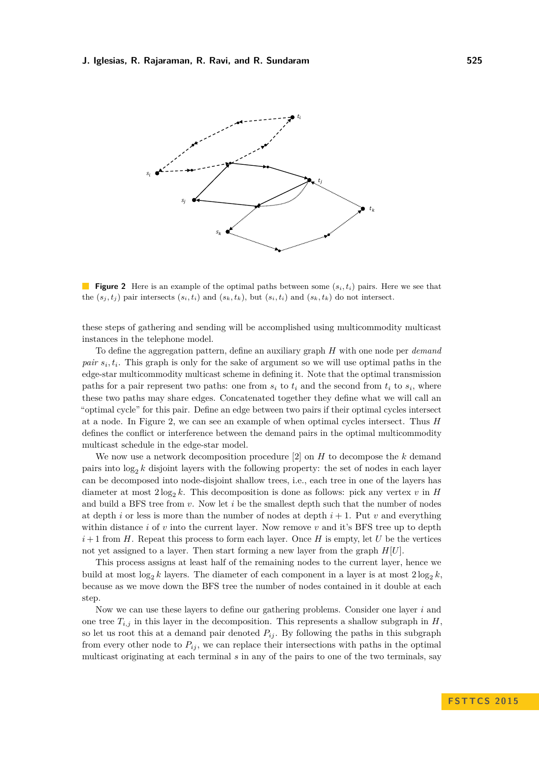**Figure 2** Here is an example of the optimal paths between some $(s_i, t_i)$ pairs. Here we see that the $(s_j, t_j)$ pair intersects $(s_i, t_i)$ and $(s_k, t_k)$, but $(s_i, t_i)$ and $(s_k, t_k)$ do not intersect.

these steps of gathering and sending will be accomplished using multicommodity multicast instances in the telephone model.

To define the aggregation pattern, define an auxiliary graph $H$ with one node per *demand pair* $s_i, t_i$. This graph is only for the sake of argument so we will use optimal paths in the edge-star multicommodity multicast scheme in defining it. Note that the optimal transmission paths for a pair represent two paths: one from $s_i$ to $t_i$ and the second from $t_i$ to $s_i$, where these two paths may share edges. Concatenated together they define what we will call an "optimal cycle" for this pair. Define an edge between two pairs if their optimal cycles intersect at a node. In Figure 2, we can see an example of when optimal cycles intersect. Thus $H$ defines the conflict or interference between the demand pairs in the optimal multicommodity multicast schedule in the edge-star model.

We now use a network decomposition procedure [2] on $H$ to decompose the $k$ demand pairs into $\log_2 k$ disjoint layers with the following property: the set of nodes in each layer can be decomposed into node-disjoint shallow trees, i.e., each tree in one of the layers has diameter at most $2 \log_2 k$. This decomposition is done as follows: pick any vertex $v$ in $H$ and build a BFS tree from $v$. Now let $i$ be the smallest depth such that the number of nodes at depth $i$ or less is more than the number of nodes at depth $i + 1$. Put $v$ and everything within distance $i$ of $v$ into the current layer. Now remove $v$ and it's BFS tree up to depth $i + 1$ from $H$. Repeat this process to form each layer. Once $H$ is empty, let $U$ be the vertices not yet assigned to a layer. Then start forming a new layer from the graph $H[U]$.

This process assigns at least half of the remaining nodes to the current layer, hence we build at most $\log_2 k$ layers. The diameter of each component in a layer is at most $2 \log_2 k$, because as we move down the BFS tree the number of nodes contained in it double at each step.

Now we can use these layers to define our gathering problems. Consider one layer $i$ and one tree $T_{i,j}$ in this layer in the decomposition. This represents a shallow subgraph in $H$, so let us root this at a demand pair denoted $P_{ij}$. By following the paths in this subgraph from every other node to $P_{ij}$, we can replace their intersections with paths in the optimal multicast originating at each terminal $s$ in any of the pairs to one of the two terminals, say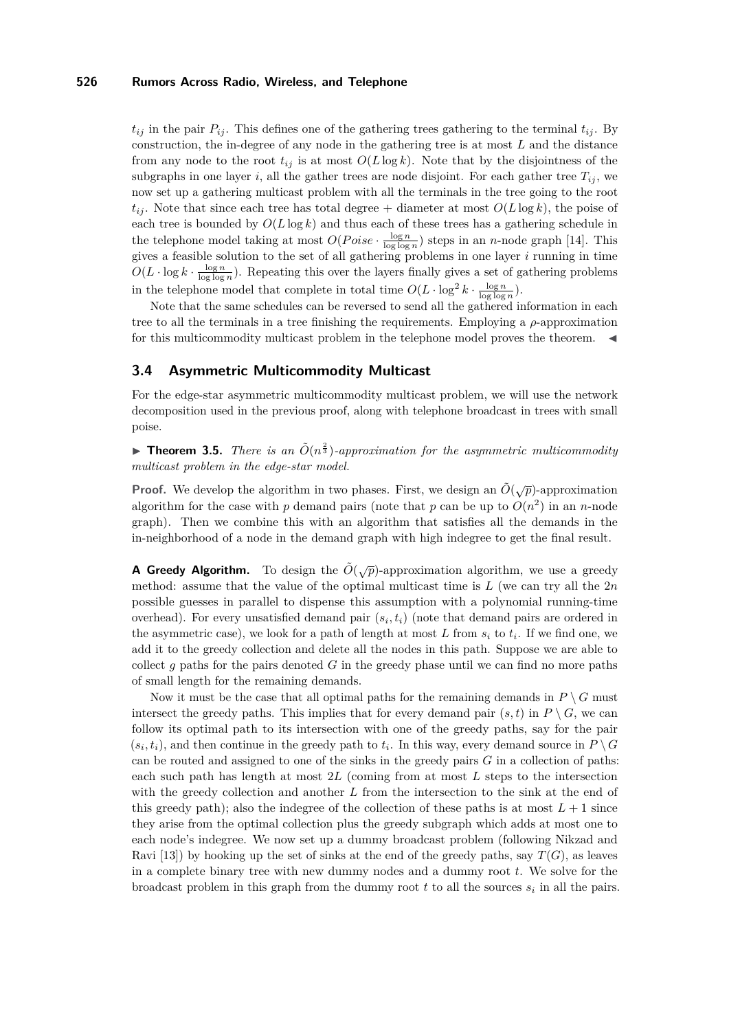$t_{ij}$ in the pair $P_{ij}$. This defines one of the gathering trees gathering to the terminal $t_{ij}$. By construction, the in-degree of any node in the gathering tree is at most $L$ and the distance from any node to the root $t_{ij}$ is at most $O(L \log k)$. Note that by the disjointness of the subgraphs in one layer $i$, all the gather trees are node disjoint. For each gather tree $T_{ij}$, we now set up a gathering multicast problem with all the terminals in the tree going to the root $t_{ij}$. Note that since each tree has total degree + diameter at most $O(L \log k)$, the poise of each tree is bounded by $O(L \log k)$ and thus each of these trees has a gathering schedule in the telephone model taking at most $O(Poise \cdot \frac{\log n}{\log \log n})$ steps in an $n$-node graph [14]. This gives a feasible solution to the set of all gathering problems in one layer $i$ running in time $O(L \cdot \log k \cdot \frac{\log n}{\log \log n})$. Repeating this over the layers finally gives a set of gathering problems in the telephone model that complete in total time $O(L \cdot \log^2 k \cdot \frac{\log n}{\log \log n})$.

Note that the same schedules can be reversed to send all the gathered information in each tree to all the terminals in a tree finishing the requirements. Employing a $\rho$-approximation for this multicommodity multicast problem in the telephone model proves the theorem. ◀

### 3.4 Asymmetric Multicommodity Multicast

For the edge-star asymmetric multicommodity multicast problem, we will use the network decomposition used in the previous proof, along with telephone broadcast in trees with small poise.

▶ **Theorem 3.5.** *There is an $\tilde{O}(n^{\frac{2}{3}})$-approximation for the asymmetric multicommodity multicast problem in the edge-star model.*

**Proof.** We develop the algorithm in two phases. First, we design an $\tilde{O}(\sqrt{p})$-approximation algorithm for the case with $p$ demand pairs (note that $p$ can be up to $O(n^2)$ in an $n$-node graph). Then we combine this with an algorithm that satisfies all the demands in the in-neighborhood of a node in the demand graph with high indegree to get the final result.

**A Greedy Algorithm.** To design the $\tilde{O}(\sqrt{p})$-approximation algorithm, we use a greedy method: assume that the value of the optimal multicast time is $L$ (we can try all the $2n$ possible guesses in parallel to dispense this assumption with a polynomial running-time overhead). For every unsatisfied demand pair $(s_i, t_i)$ (note that demand pairs are ordered in the asymmetric case), we look for a path of length at most $L$ from $s_i$ to $t_i$. If we find one, we add it to the greedy collection and delete all the nodes in this path. Suppose we are able to collect $g$ paths for the pairs denoted $G$ in the greedy phase until we can find no more paths of small length for the remaining demands.

Now it must be the case that all optimal paths for the remaining demands in $P \setminus G$ must intersect the greedy paths. This implies that for every demand pair $(s, t)$ in $P \setminus G$, we can follow its optimal path to its intersection with one of the greedy paths, say for the pair $(s_i, t_i)$, and then continue in the greedy path to $t_i$. In this way, every demand source in $P \setminus G$ can be routed and assigned to one of the sinks in the greedy pairs $G$ in a collection of paths: each such path has length at most $2L$ (coming from at most $L$ steps to the intersection with the greedy collection and another $L$ from the intersection to the sink at the end of this greedy path); also the indegree of the collection of these paths is at most $L + 1$ since they arise from the optimal collection plus the greedy subgraph which adds at most one to each node's indegree. We now set up a dummy broadcast problem (following Nikzad and Ravi [13]) by hooking up the set of sinks at the end of the greedy paths, say $T(G)$, as leaves in a complete binary tree with new dummy nodes and a dummy root $t$. We solve for the broadcast problem in this graph from the dummy root $t$ to all the sources $s_i$ in all the pairs.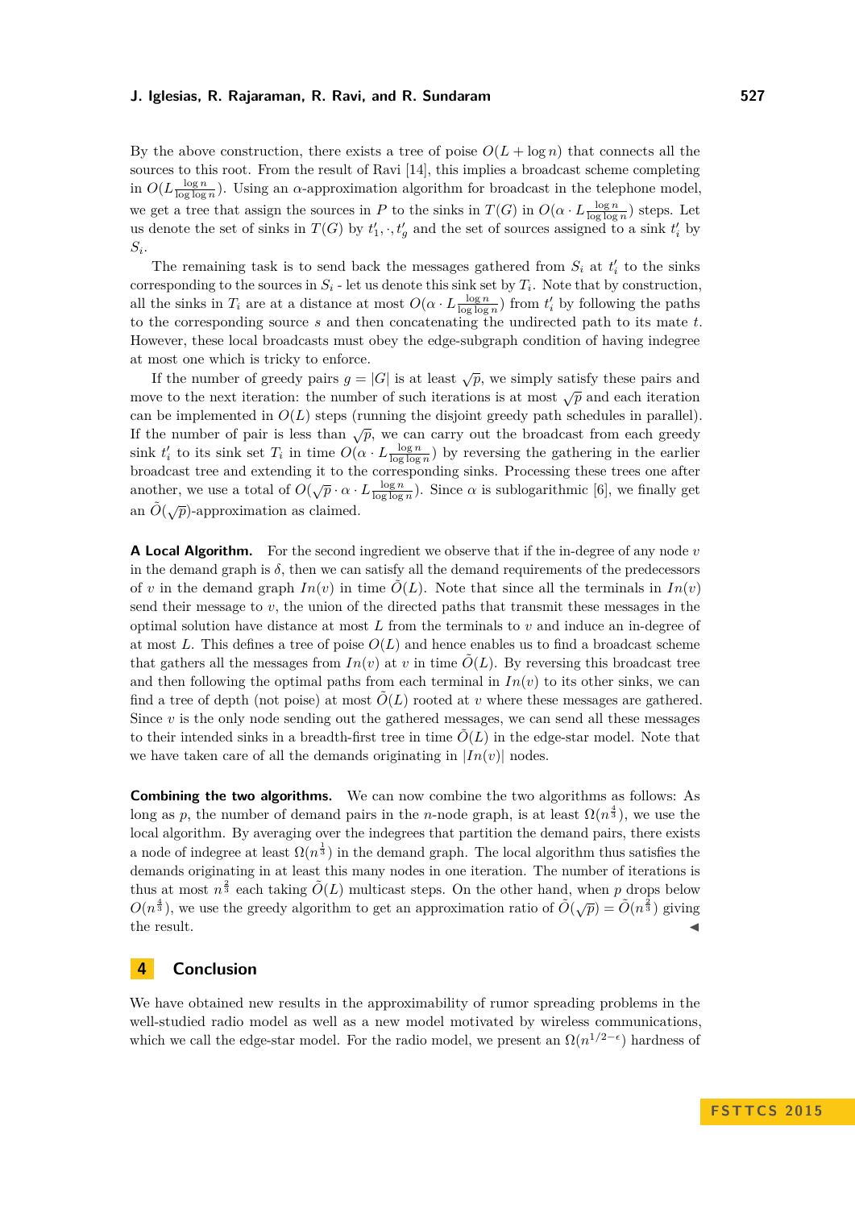By the above construction, there exists a tree of poise $O(L + \log n)$ that connects all the sources to this root. From the result of Ravi [14], this implies a broadcast scheme completing in $O(L \frac{\log n}{\log \log n})$. Using an $\alpha$-approximation algorithm for broadcast in the telephone model, we get a tree that assign the sources in $P$ to the sinks in $T(G)$ in $O(\alpha \cdot L \frac{\log n}{\log \log n})$ steps. Let us denote the set of sinks in $T(G)$ by $t'_1, \cdot, t'_g$ and the set of sources assigned to a sink $t'_i$ by $S_i$.

The remaining task is to send back the messages gathered from $S_i$ at $t'_i$ to the sinks corresponding to the sources in $S_i$ - let us denote this sink set by $T_i$. Note that by construction, all the sinks in $T_i$ are at a distance at most $O(\alpha \cdot L \frac{\log n}{\log \log n})$ from $t'_i$ by following the paths to the corresponding source $s$ and then concatenating the undirected path to its mate $t$. However, these local broadcasts must obey the edge-subgraph condition of having indegree at most one which is tricky to enforce.

If the number of greedy pairs $g = |G|$ is at least $\sqrt{p}$, we simply satisfy these pairs and move to the next iteration: the number of such iterations is at most $\sqrt{p}$ and each iteration can be implemented in $O(L)$ steps (running the disjoint greedy path schedules in parallel). If the number of pair is less than $\sqrt{p}$, we can carry out the broadcast from each greedy sink $t'_i$ to its sink set $T_i$ in time $O(\alpha \cdot L \frac{\log n}{\log \log n})$ by reversing the gathering in the earlier broadcast tree and extending it to the corresponding sinks. Processing these trees one after another, we use a total of $O(\sqrt{p} \cdot \alpha \cdot L \frac{\log n}{\log \log n})$. Since $\alpha$ is sublogarithmic [6], we finally get an $\tilde{O}(\sqrt{p})$-approximation as claimed.

**A Local Algorithm.** For the second ingredient we observe that if the in-degree of any node $v$ in the demand graph is $\delta$, then we can satisfy all the demand requirements of the predecessors of $v$ in the demand graph $In(v)$ in time $\tilde{O}(L)$. Note that since all the terminals in $In(v)$ send their message to $v$, the union of the directed paths that transmit these messages in the optimal solution have distance at most $L$ from the terminals to $v$ and induce an in-degree of at most $L$. This defines a tree of poise $O(L)$ and hence enables us to find a broadcast scheme that gathers all the messages from $In(v)$ at $v$ in time $\tilde{O}(L)$. By reversing this broadcast tree and then following the optimal paths from each terminal in $In(v)$ to its other sinks, we can find a tree of depth (not poise) at most $\tilde{O}(L)$ rooted at $v$ where these messages are gathered. Since $v$ is the only node sending out the gathered messages, we can send all these messages to their intended sinks in a breadth-first tree in time $\tilde{O}(L)$ in the edge-star model. Note that we have taken care of all the demands originating in $|In(v)|$ nodes.

**Combining the two algorithms.** We can now combine the two algorithms as follows: As long as $p$, the number of demand pairs in the $n$-node graph, is at least $\Omega(n^{\frac{4}{3}})$, we use the local algorithm. By averaging over the indegrees that partition the demand pairs, there exists a node of indegree at least $\Omega(n^{\frac{1}{3}})$ in the demand graph. The local algorithm thus satisfies the demands originating in at least this many nodes in one iteration. The number of iterations is thus at most $n^{\frac{2}{3}}$ each taking $\tilde{O}(L)$ multicast steps. On the other hand, when $p$ drops below $O(n^{\frac{4}{3}})$, we use the greedy algorithm to get an approximation ratio of $\tilde{O}(\sqrt{p}) = \tilde{O}(n^{\frac{2}{3}})$ giving the result. ◀

## 4 Conclusion

We have obtained new results in the approximability of rumor spreading problems in the well-studied radio model as well as a new model motivated by wireless communications, which we call the edge-star model. For the radio model, we present an $\Omega(n^{1/2-\epsilon})$ hardness of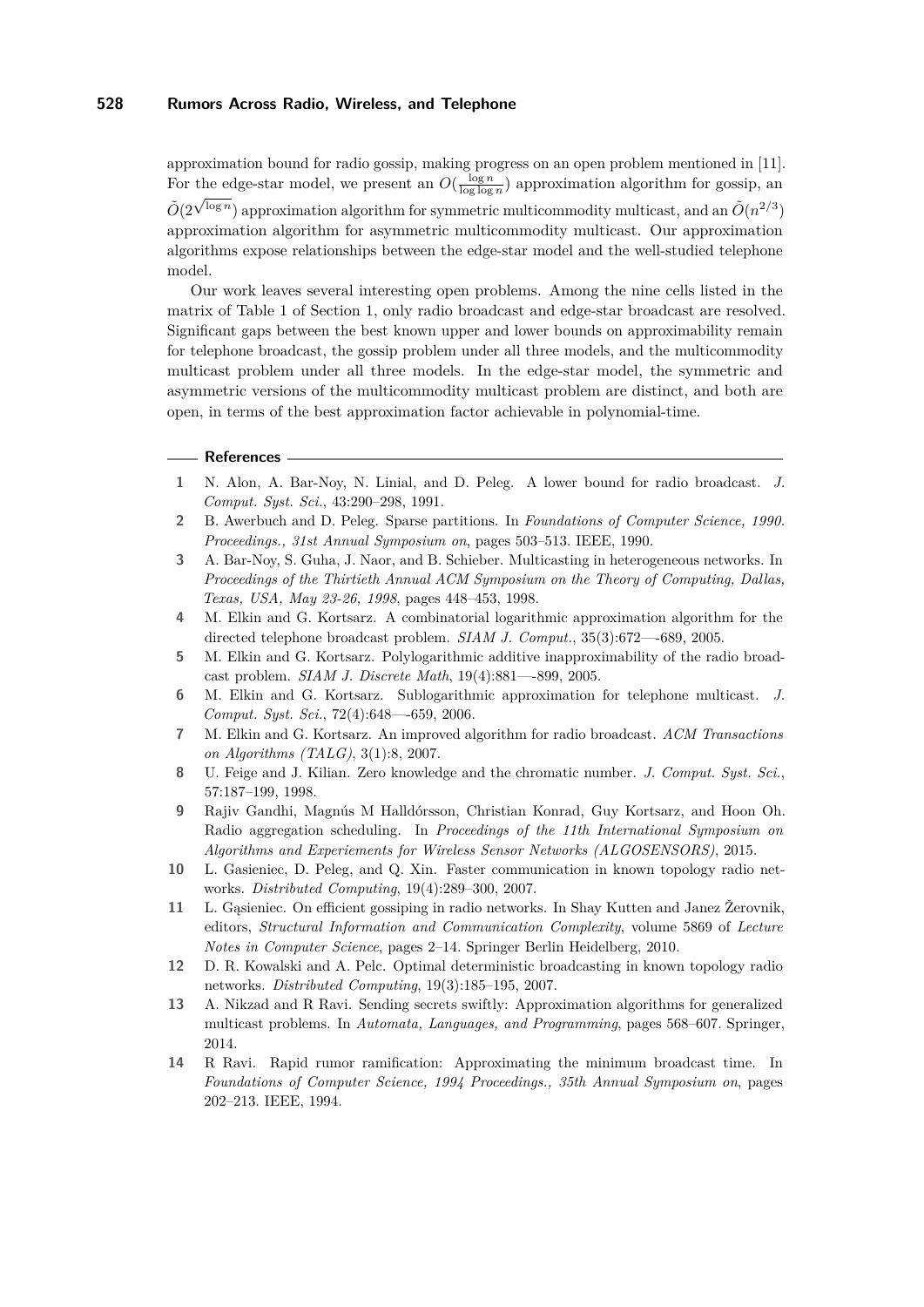approximation bound for radio gossip, making progress on an open problem mentioned in [11]. For the edge-star model, we present an $O(\frac{\log n}{\log \log n})$ approximation algorithm for gossip, an $\tilde{O}(2^{\sqrt{\log n}})$ approximation algorithm for symmetric multicommodity multicast, and an $\tilde{O}(n^{2/3})$ approximation algorithm for asymmetric multicommodity multicast. Our approximation algorithms expose relationships between the edge-star model and the well-studied telephone model.

Our work leaves several interesting open problems. Among the nine cells listed in the matrix of Table 1 of Section 1, only radio broadcast and edge-star broadcast are resolved. Significant gaps between the best known upper and lower bounds on approximability remain for telephone broadcast, the gossip problem under all three models, and the multicommodity multicast problem under all three models. In the edge-star model, the symmetric and asymmetric versions of the multicommodity multicast problem are distinct, and both are open, in terms of the best approximation factor achievable in polynomial-time.

## References

1. N. Alon, A. Bar-Noy, N. Linial, and D. Peleg. A lower bound for radio broadcast. *J. Comput. Syst. Sci.*, 43:290–298, 1991.
2. B. Awerbuch and D. Peleg. Sparse partitions. In *Foundations of Computer Science, 1990. Proceedings., 31st Annual Symposium on*, pages 503–513. IEEE, 1990.
3. A. Bar-Noy, S. Guha, J. Naor, and B. Schieber. Multicasting in heterogeneous networks. In *Proceedings of the Thirtieth Annual ACM Symposium on the Theory of Computing, Dallas, Texas, USA, May 23-26, 1998*, pages 448–453, 1998.
4. M. Elkin and G. Kortsarz. A combinatorial logarithmic approximation algorithm for the directed telephone broadcast problem. *SIAM J. Comput.*, 35(3):672—-689, 2005.
5. M. Elkin and G. Kortsarz. Polylogarithmic additive inapproximability of the radio broadcast problem. *SIAM J. Discrete Math*, 19(4):881—-899, 2005.
6. M. Elkin and G. Kortsarz. Sublogarithmic approximation for telephone multicast. *J. Comput. Syst. Sci.*, 72(4):648—-659, 2006.
7. M. Elkin and G. Kortsarz. An improved algorithm for radio broadcast. *ACM Transactions on Algorithms (TALG)*, 3(1):8, 2007.
8. U. Feige and J. Kilian. Zero knowledge and the chromatic number. *J. Comput. Syst. Sci.*, 57:187–199, 1998.
9. Rajiv Gandhi, Magnús M Halldórsson, Christian Konrad, Guy Kortsarz, and Hoon Oh. Radio aggregation scheduling. In *Proceedings of the 11th International Symposium on Algorithms and Experiements for Wireless Sensor Networks (ALGOSENSORS)*, 2015.
10. L. Gasieniec, D. Peleg, and Q. Xin. Faster communication in known topology radio networks. *Distributed Computing*, 19(4):289–300, 2007.
11. L. Gąsieniec. On efficient gossiping in radio networks. In Shay Kutten and Janez Žerovnik, editors, *Structural Information and Communication Complexity*, volume 5869 of *Lecture Notes in Computer Science*, pages 2–14. Springer Berlin Heidelberg, 2010.
12. D. R. Kowalski and A. Pelc. Optimal deterministic broadcasting in known topology radio networks. *Distributed Computing*, 19(3):185–195, 2007.
13. A. Nikzad and R Ravi. Sending secrets swiftly: Approximation algorithms for generalized multicast problems. In *Automata, Languages, and Programming*, pages 568–607. Springer, 2014.
14. R Ravi. Rapid rumor ramification: Approximating the minimum broadcast time. In *Foundations of Computer Science, 1994 Proceedings., 35th Annual Symposium on*, pages 202–213. IEEE, 1994.